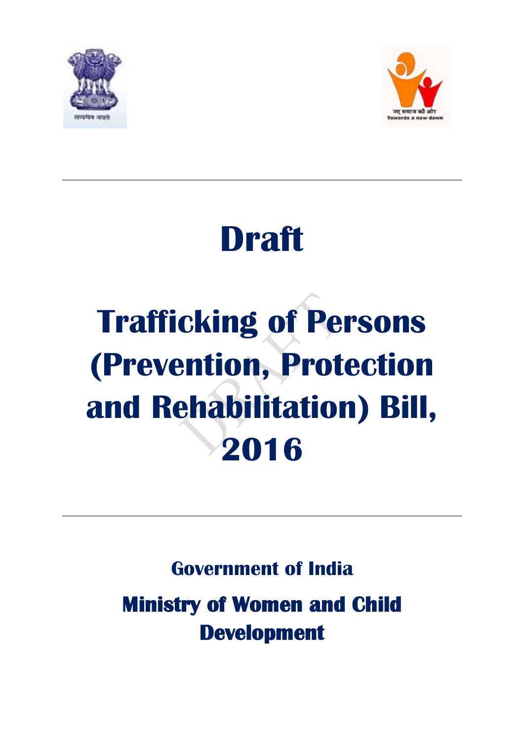# Draft

# Trafficking of Persons (Prevention, Protection and Rehabilitation) Bill, 2016

**Government of India**

**Ministry of Women and Child Development**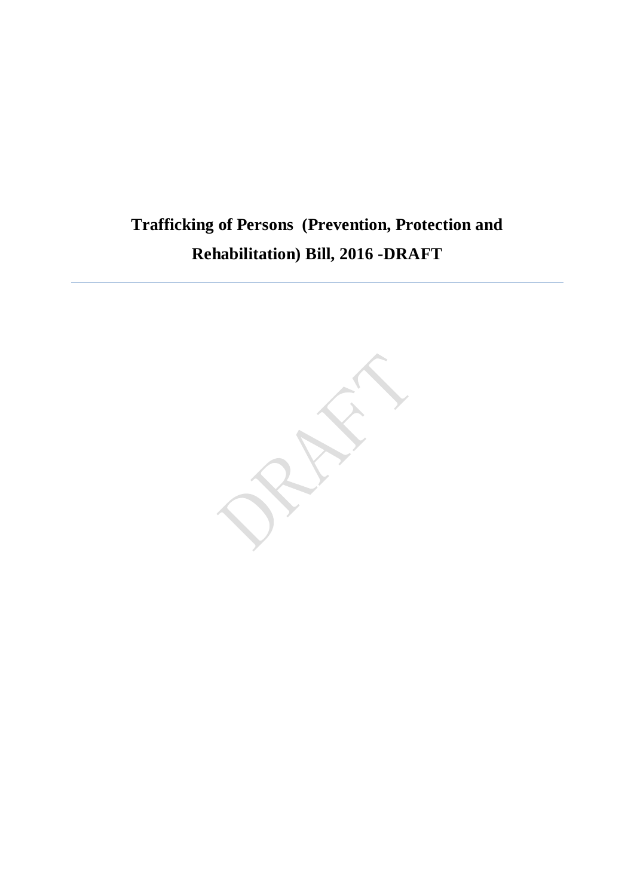# Trafficking of Persons (Prevention, Protection and Rehabilitation) Bill, 2016 -DRAFT

---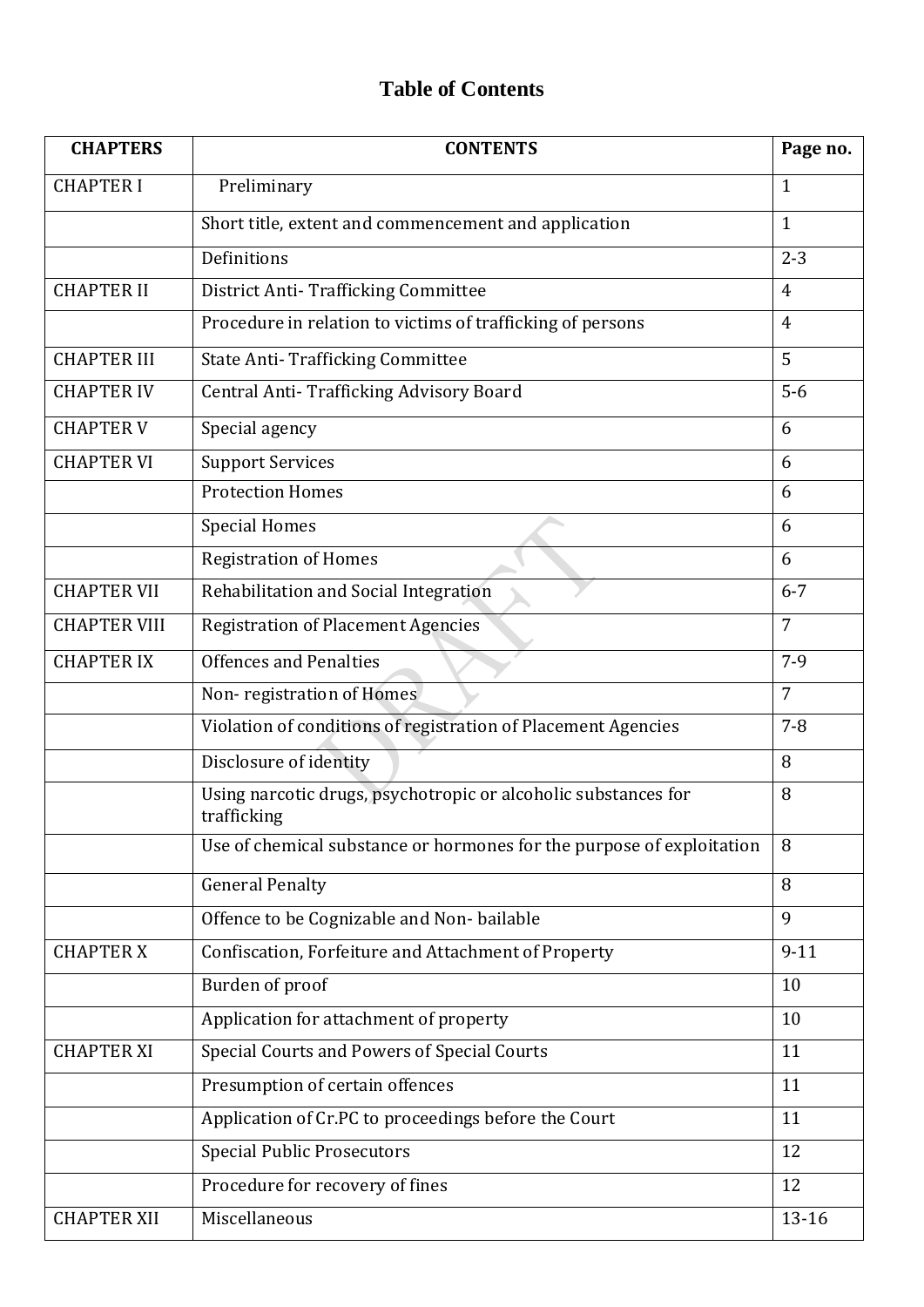# Table of Contents

| CHAPTERS | CONTENTS | Page no. |
|---|---|---|
| CHAPTER I | Preliminary | 1 |
| | Short title, extent and commencement and application | 1 |
| | Definitions | 2-3 |
| CHAPTER II | District Anti- Trafficking Committee | 4 |
| | Procedure in relation to victims of trafficking of persons | 4 |
| CHAPTER III | State Anti- Trafficking Committee | 5 |
| CHAPTER IV | Central Anti- Trafficking Advisory Board | 5-6 |
| CHAPTER V | Special agency | 6 |
| CHAPTER VI | Support Services | 6 |
| | Protection Homes | 6 |
| | Special Homes | 6 |
| | Registration of Homes | 6 |
| CHAPTER VII | Rehabilitation and Social Integration | 6-7 |
| CHAPTER VIII | Registration of Placement Agencies | 7 |
| CHAPTER IX | Offences and Penalties | 7-9 |
| | Non- registration of Homes | 7 |
| | Violation of conditions of registration of Placement Agencies | 7-8 |
| | Disclosure of identity | 8 |
| | Using narcotic drugs, psychotropic or alcoholic substances for trafficking | 8 |
| | Use of chemical substance or hormones for the purpose of exploitation | 8 |
| | General Penalty | 8 |
| | Offence to be Cognizable and Non- bailable | 9 |
| CHAPTER X | Confiscation, Forfeiture and Attachment of Property | 9-11 |
| | Burden of proof | 10 |
| | Application for attachment of property | 10 |
| CHAPTER XI | Special Courts and Powers of Special Courts | 11 |
| | Presumption of certain offences | 11 |
| | Application of Cr.PC to proceedings before the Court | 11 |
| | Special Public Prosecutors | 12 |
| | Procedure for recovery of fines | 12 |
| CHAPTER XII | Miscellaneous | 13-16 |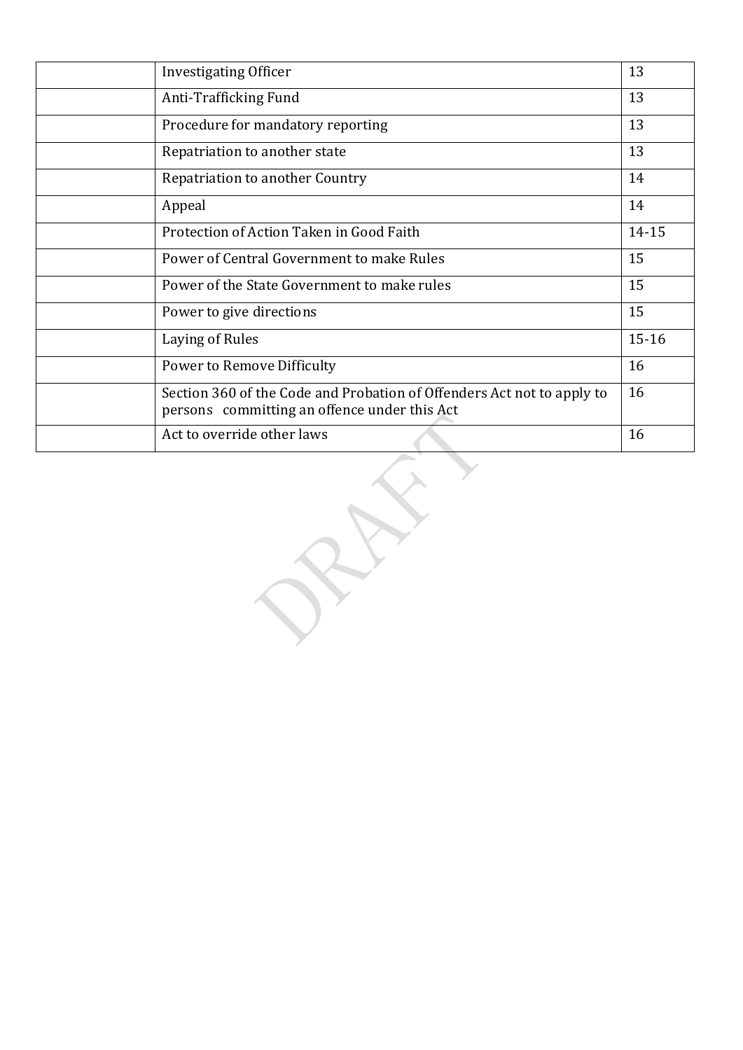| | | |
|---|---|---|
| | Investigating Officer | 13 |
| | Anti-Trafficking Fund | 13 |
| | Procedure for mandatory reporting | 13 |
| | Repatriation to another state | 13 |
| | Repatriation to another Country | 14 |
| | Appeal | 14 |
| | Protection of Action Taken in Good Faith | 14-15 |
| | Power of Central Government to make Rules | 15 |
| | Power of the State Government to make rules | 15 |
| | Power to give directions | 15 |
| | Laying of Rules | 15-16 |
| | Power to Remove Difficulty | 16 |
| | Section 360 of the Code and Probation of Offenders Act not to apply to persons committing an offence under this Act | 16 |
| | Act to override other laws | 16 |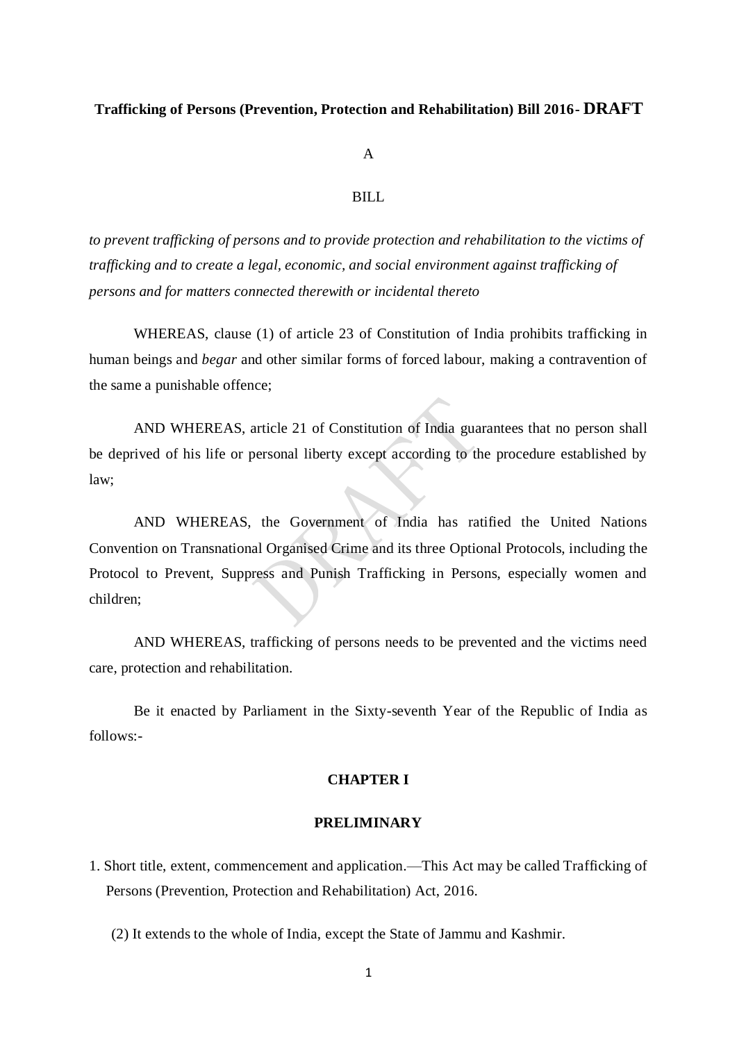**Trafficking of Persons (Prevention, Protection and Rehabilitation) Bill 2016- DRAFT**

A

BILL

*to prevent trafficking of persons and to provide protection and rehabilitation to the victims of trafficking and to create a legal, economic, and social environment against trafficking of persons and for matters connected therewith or incidental thereto*

WHEREAS, clause (1) of article 23 of Constitution of India prohibits trafficking in human beings and *begar* and other similar forms of forced labour, making a contravention of the same a punishable offence;

AND WHEREAS, article 21 of Constitution of India guarantees that no person shall be deprived of his life or personal liberty except according to the procedure established by law;

AND WHEREAS, the Government of India has ratified the United Nations Convention on Transnational Organised Crime and its three Optional Protocols, including the Protocol to Prevent, Suppress and Punish Trafficking in Persons, especially women and children;

AND WHEREAS, trafficking of persons needs to be prevented and the victims need care, protection and rehabilitation.

Be it enacted by Parliament in the Sixty-seventh Year of the Republic of India as follows:-

**CHAPTER I**

**PRELIMINARY**

1. Short title, extent, commencement and application.—This Act may be called Trafficking of Persons (Prevention, Protection and Rehabilitation) Act, 2016.

(2) It extends to the whole of India, except the State of Jammu and Kashmir.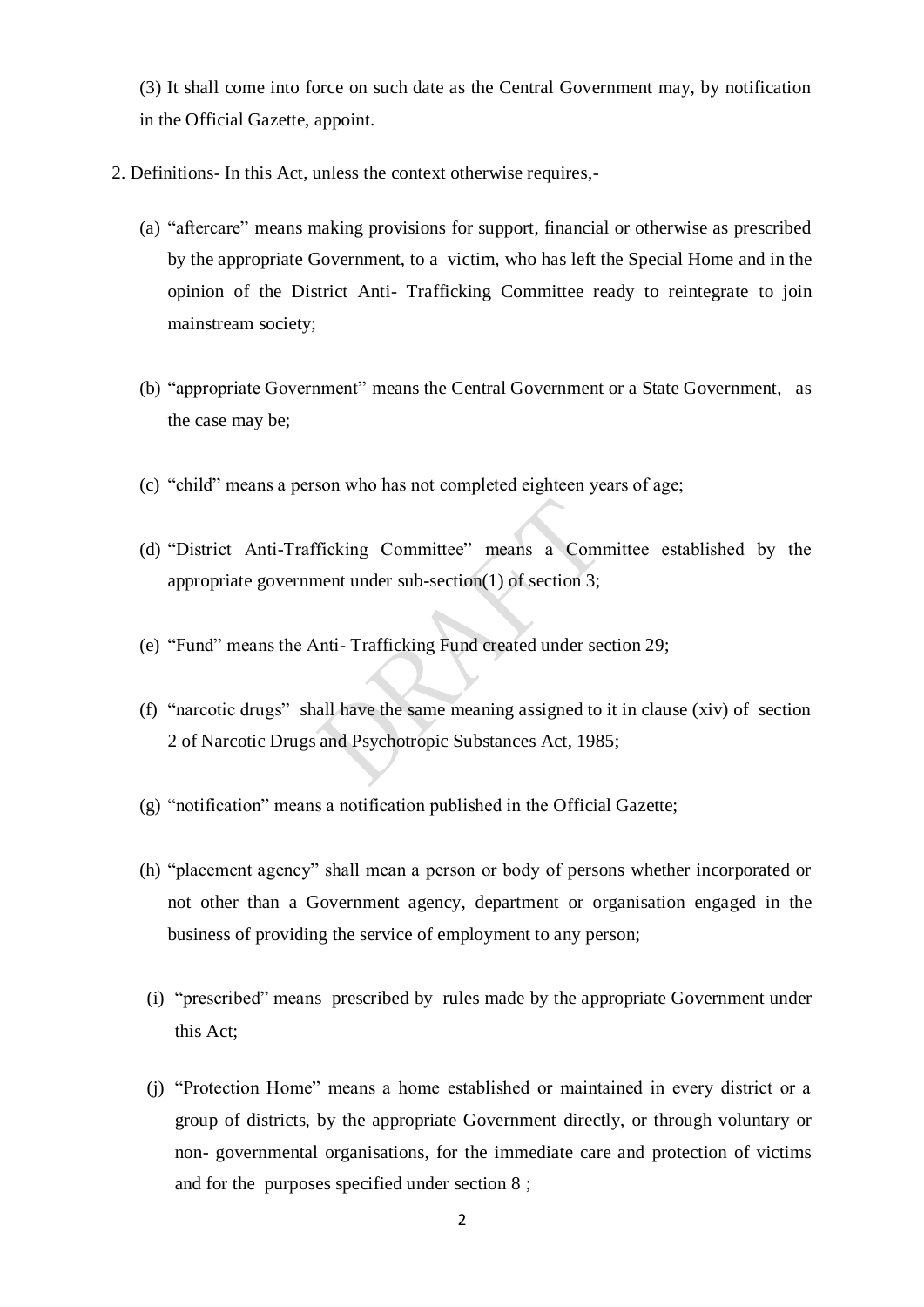(3) It shall come into force on such date as the Central Government may, by notification in the Official Gazette, appoint.

2. Definitions- In this Act, unless the context otherwise requires,-

(a) "aftercare" means making provisions for support, financial or otherwise as prescribed by the appropriate Government, to a victim, who has left the Special Home and in the opinion of the District Anti- Trafficking Committee ready to reintegrate to join mainstream society;

(b) "appropriate Government" means the Central Government or a State Government, as the case may be;

(c) "child" means a person who has not completed eighteen years of age;

(d) "District Anti-Trafficking Committee" means a Committee established by the appropriate government under sub-section(1) of section 3;

(e) "Fund" means the Anti- Trafficking Fund created under section 29;

(f) "narcotic drugs" shall have the same meaning assigned to it in clause (xiv) of section 2 of Narcotic Drugs and Psychotropic Substances Act, 1985;

(g) "notification" means a notification published in the Official Gazette;

(h) "placement agency" shall mean a person or body of persons whether incorporated or not other than a Government agency, department or organisation engaged in the business of providing the service of employment to any person;

(i) "prescribed" means prescribed by rules made by the appropriate Government under this Act;

(j) "Protection Home" means a home established or maintained in every district or a group of districts, by the appropriate Government directly, or through voluntary or non- governmental organisations, for the immediate care and protection of victims and for the purposes specified under section 8 ;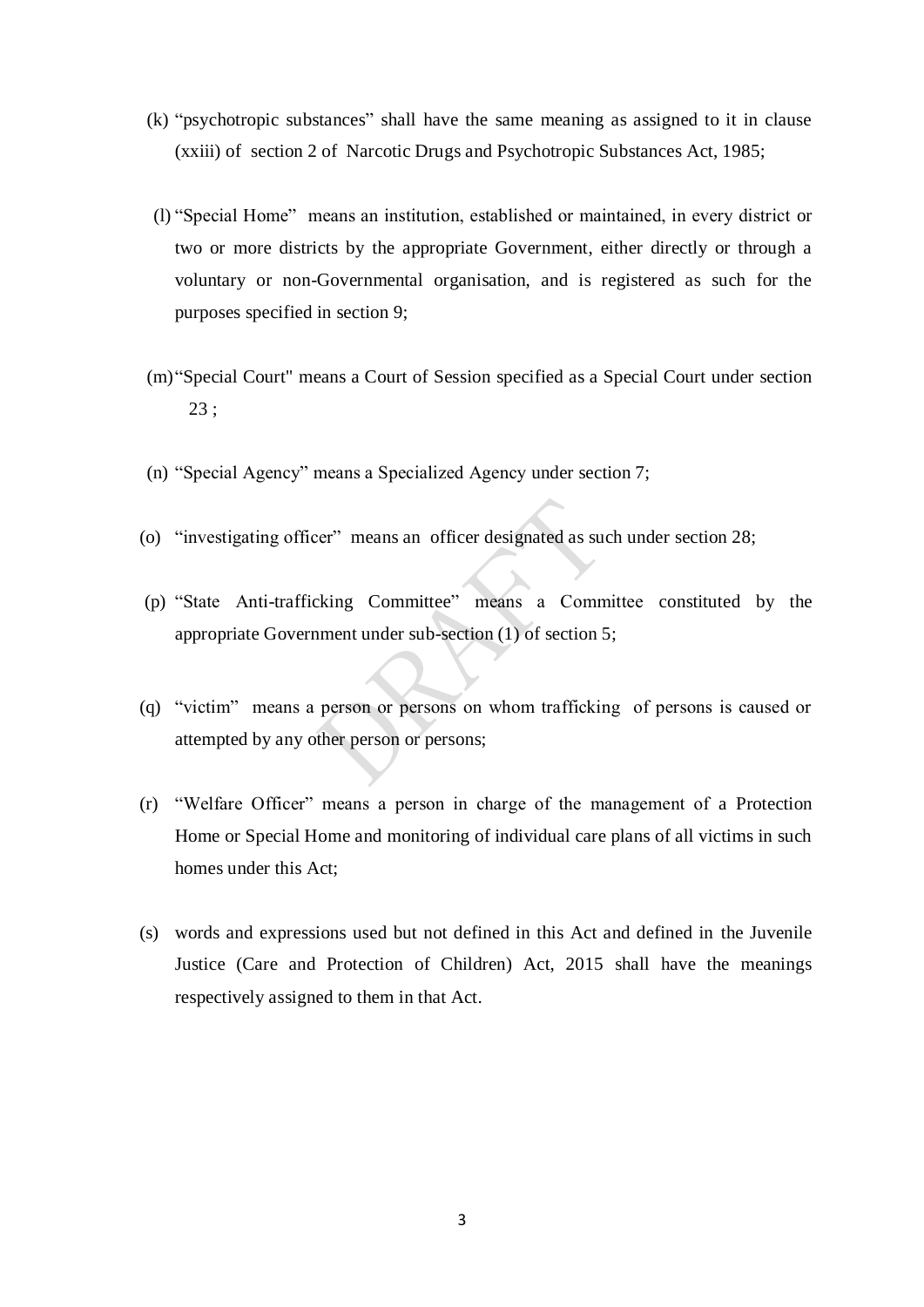(k) "psychotropic substances" shall have the same meaning as assigned to it in clause (xxiii) of section 2 of Narcotic Drugs and Psychotropic Substances Act, 1985;

(l) "Special Home" means an institution, established or maintained, in every district or two or more districts by the appropriate Government, either directly or through a voluntary or non-Governmental organisation, and is registered as such for the purposes specified in section 9;

(m) "Special Court" means a Court of Session specified as a Special Court under section 23 ;

(n) "Special Agency" means a Specialized Agency under section 7;

(o) "investigating officer" means an officer designated as such under section 28;

(p) "State Anti-trafficking Committee" means a Committee constituted by the appropriate Government under sub-section (1) of section 5;

(q) "victim" means a person or persons on whom trafficking of persons is caused or attempted by any other person or persons;

(r) "Welfare Officer" means a person in charge of the management of a Protection Home or Special Home and monitoring of individual care plans of all victims in such homes under this Act;

(s) words and expressions used but not defined in this Act and defined in the Juvenile Justice (Care and Protection of Children) Act, 2015 shall have the meanings respectively assigned to them in that Act.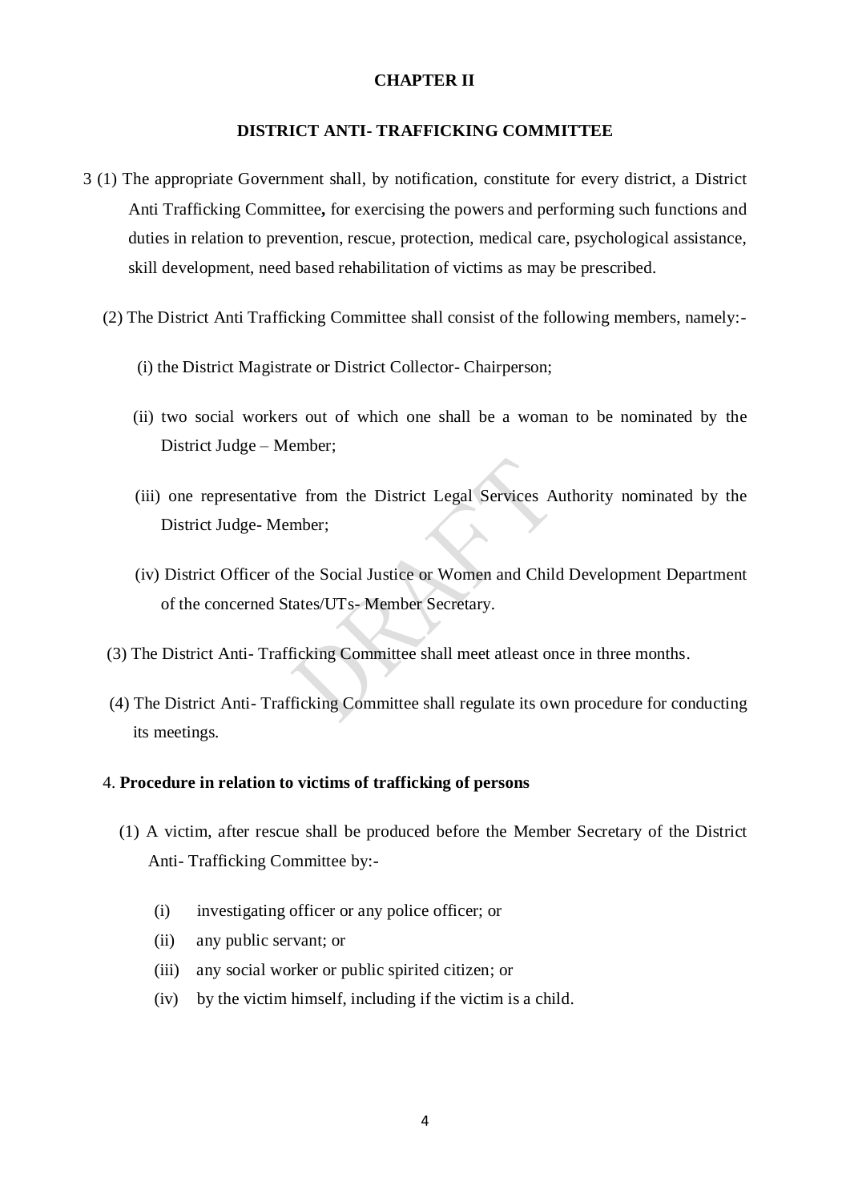## CHAPTER II

## DISTRICT ANTI- TRAFFICKING COMMITTEE

3 (1) The appropriate Government shall, by notification, constitute for every district, a District Anti Trafficking Committee**,** for exercising the powers and performing such functions and duties in relation to prevention, rescue, protection, medical care, psychological assistance, skill development, need based rehabilitation of victims as may be prescribed.

(2) The District Anti Trafficking Committee shall consist of the following members, namely:-

(i) the District Magistrate or District Collector- Chairperson;

(ii) two social workers out of which one shall be a woman to be nominated by the District Judge – Member;

(iii) one representative from the District Legal Services Authority nominated by the District Judge- Member;

(iv) District Officer of the Social Justice or Women and Child Development Department of the concerned States/UTs- Member Secretary.

(3) The District Anti- Trafficking Committee shall meet atleast once in three months.

(4) The District Anti- Trafficking Committee shall regulate its own procedure for conducting its meetings.

4. **Procedure in relation to victims of trafficking of persons**

(1) A victim, after rescue shall be produced before the Member Secretary of the District Anti- Trafficking Committee by:-

(i) investigating officer or any police officer; or

(ii) any public servant; or

(iii) any social worker or public spirited citizen; or

(iv) by the victim himself, including if the victim is a child.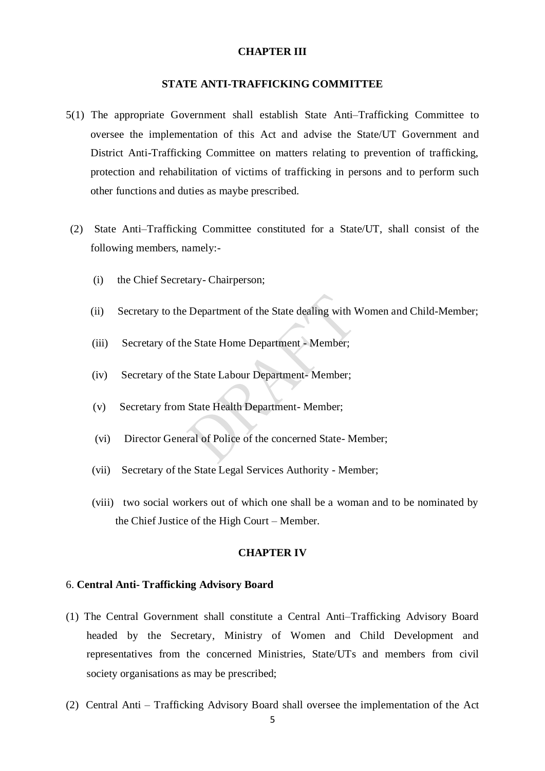## CHAPTER III

## STATE ANTI-TRAFFICKING COMMITTEE

5(1) The appropriate Government shall establish State Anti–Trafficking Committee to oversee the implementation of this Act and advise the State/UT Government and District Anti-Trafficking Committee on matters relating to prevention of trafficking, protection and rehabilitation of victims of trafficking in persons and to perform such other functions and duties as maybe prescribed.

(2) State Anti–Trafficking Committee constituted for a State/UT, shall consist of the following members, namely:-

(i) the Chief Secretary- Chairperson;

(ii) Secretary to the Department of the State dealing with Women and Child-Member;

(iii) Secretary of the State Home Department - Member;

(iv) Secretary of the State Labour Department- Member;

(v) Secretary from State Health Department- Member;

(vi) Director General of Police of the concerned State- Member;

(vii) Secretary of the State Legal Services Authority - Member;

(viii) two social workers out of which one shall be a woman and to be nominated by the Chief Justice of the High Court – Member.

## CHAPTER IV

6. **Central Anti- Trafficking Advisory Board**

(1) The Central Government shall constitute a Central Anti–Trafficking Advisory Board headed by the Secretary, Ministry of Women and Child Development and representatives from the concerned Ministries, State/UTs and members from civil society organisations as may be prescribed;

(2) Central Anti – Trafficking Advisory Board shall oversee the implementation of the Act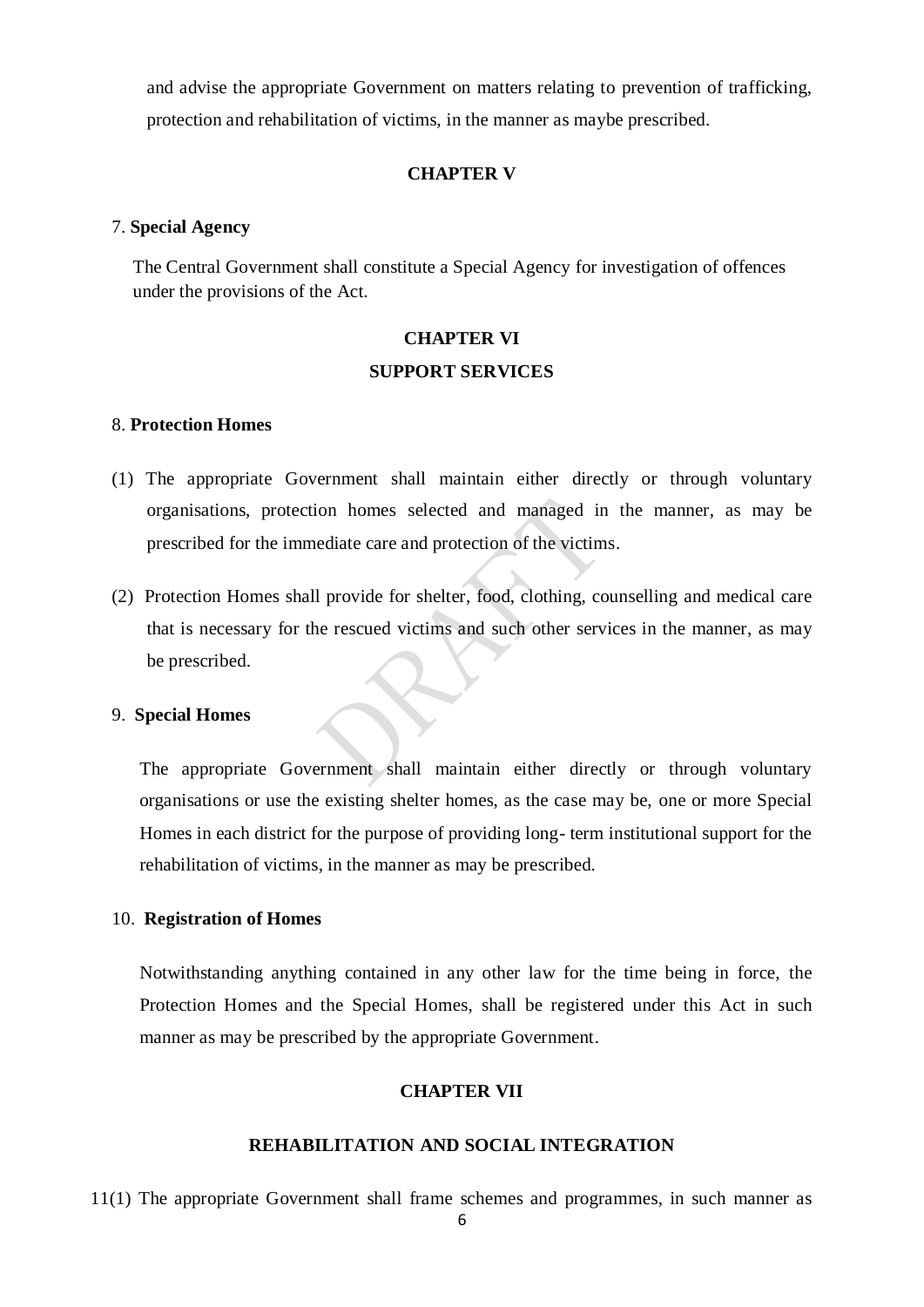and advise the appropriate Government on matters relating to prevention of trafficking, protection and rehabilitation of victims, in the manner as maybe prescribed.

## CHAPTER V

7. **Special Agency**

The Central Government shall constitute a Special Agency for investigation of offences under the provisions of the Act.

## CHAPTER VI

## SUPPORT SERVICES

8. **Protection Homes**

(1) The appropriate Government shall maintain either directly or through voluntary organisations, protection homes selected and managed in the manner, as may be prescribed for the immediate care and protection of the victims.

(2) Protection Homes shall provide for shelter, food, clothing, counselling and medical care that is necessary for the rescued victims and such other services in the manner, as may be prescribed.

9. **Special Homes**

The appropriate Government shall maintain either directly or through voluntary organisations or use the existing shelter homes, as the case may be, one or more Special Homes in each district for the purpose of providing long- term institutional support for the rehabilitation of victims, in the manner as may be prescribed.

10. **Registration of Homes**

Notwithstanding anything contained in any other law for the time being in force, the Protection Homes and the Special Homes, shall be registered under this Act in such manner as may be prescribed by the appropriate Government.

## CHAPTER VII

## REHABILITATION AND SOCIAL INTEGRATION

11(1) The appropriate Government shall frame schemes and programmes, in such manner as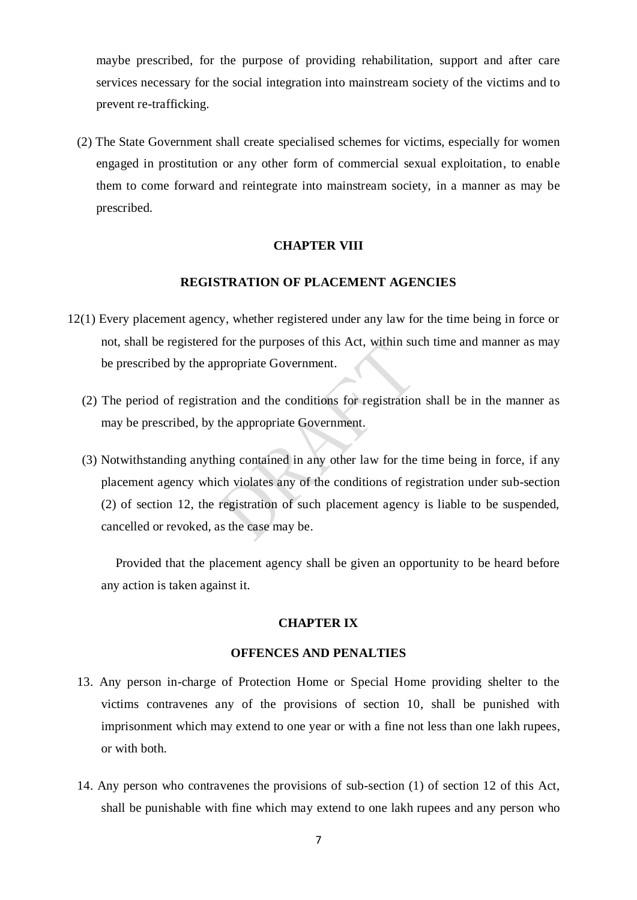maybe prescribed, for the purpose of providing rehabilitation, support and after care services necessary for the social integration into mainstream society of the victims and to prevent re-trafficking.

(2) The State Government shall create specialised schemes for victims, especially for women engaged in prostitution or any other form of commercial sexual exploitation, to enable them to come forward and reintegrate into mainstream society, in a manner as may be prescribed.

## CHAPTER VIII

## REGISTRATION OF PLACEMENT AGENCIES

12(1) Every placement agency, whether registered under any law for the time being in force or not, shall be registered for the purposes of this Act, within such time and manner as may be prescribed by the appropriate Government.

(2) The period of registration and the conditions for registration shall be in the manner as may be prescribed, by the appropriate Government.

(3) Notwithstanding anything contained in any other law for the time being in force, if any placement agency which violates any of the conditions of registration under sub-section (2) of section 12, the registration of such placement agency is liable to be suspended, cancelled or revoked, as the case may be.

Provided that the placement agency shall be given an opportunity to be heard before any action is taken against it.

## CHAPTER IX

## OFFENCES AND PENALTIES

13. Any person in-charge of Protection Home or Special Home providing shelter to the victims contravenes any of the provisions of section 10, shall be punished with imprisonment which may extend to one year or with a fine not less than one lakh rupees, or with both.

14. Any person who contravenes the provisions of sub-section (1) of section 12 of this Act, shall be punishable with fine which may extend to one lakh rupees and any person who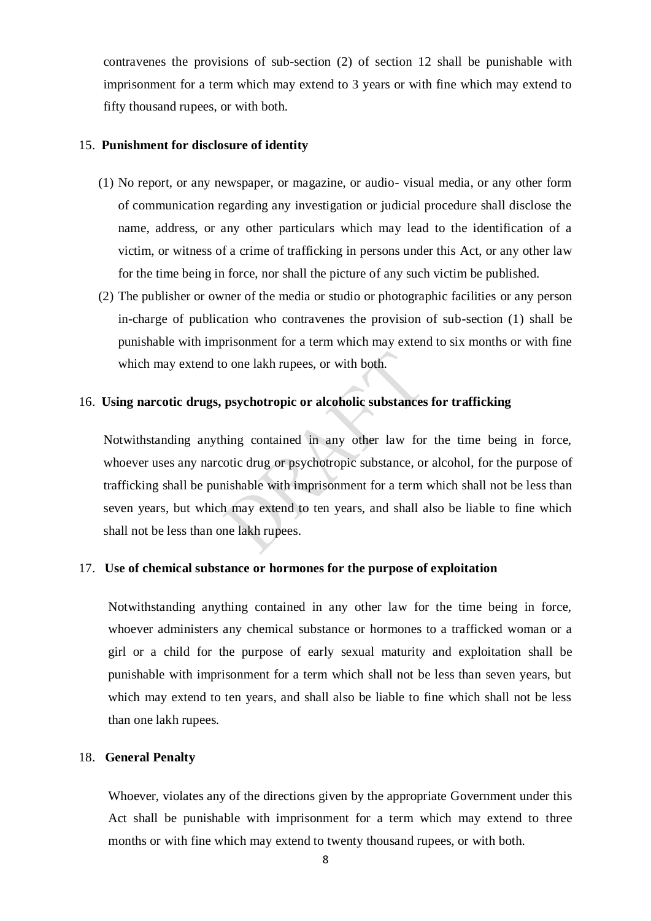contravenes the provisions of sub-section (2) of section 12 shall be punishable with imprisonment for a term which may extend to 3 years or with fine which may extend to fifty thousand rupees, or with both.

### 15. Punishment for disclosure of identity

(1) No report, or any newspaper, or magazine, or audio- visual media, or any other form of communication regarding any investigation or judicial procedure shall disclose the name, address, or any other particulars which may lead to the identification of a victim, or witness of a crime of trafficking in persons under this Act, or any other law for the time being in force, nor shall the picture of any such victim be published.

(2) The publisher or owner of the media or studio or photographic facilities or any person in-charge of publication who contravenes the provision of sub-section (1) shall be punishable with imprisonment for a term which may extend to six months or with fine which may extend to one lakh rupees, or with both.

### 16. Using narcotic drugs, psychotropic or alcoholic substances for trafficking

Notwithstanding anything contained in any other law for the time being in force, whoever uses any narcotic drug or psychotropic substance, or alcohol, for the purpose of trafficking shall be punishable with imprisonment for a term which shall not be less than seven years, but which may extend to ten years, and shall also be liable to fine which shall not be less than one lakh rupees.

### 17. Use of chemical substance or hormones for the purpose of exploitation

Notwithstanding anything contained in any other law for the time being in force, whoever administers any chemical substance or hormones to a trafficked woman or a girl or a child for the purpose of early sexual maturity and exploitation shall be punishable with imprisonment for a term which shall not be less than seven years, but which may extend to ten years, and shall also be liable to fine which shall not be less than one lakh rupees.

### 18. General Penalty

Whoever, violates any of the directions given by the appropriate Government under this Act shall be punishable with imprisonment for a term which may extend to three months or with fine which may extend to twenty thousand rupees, or with both.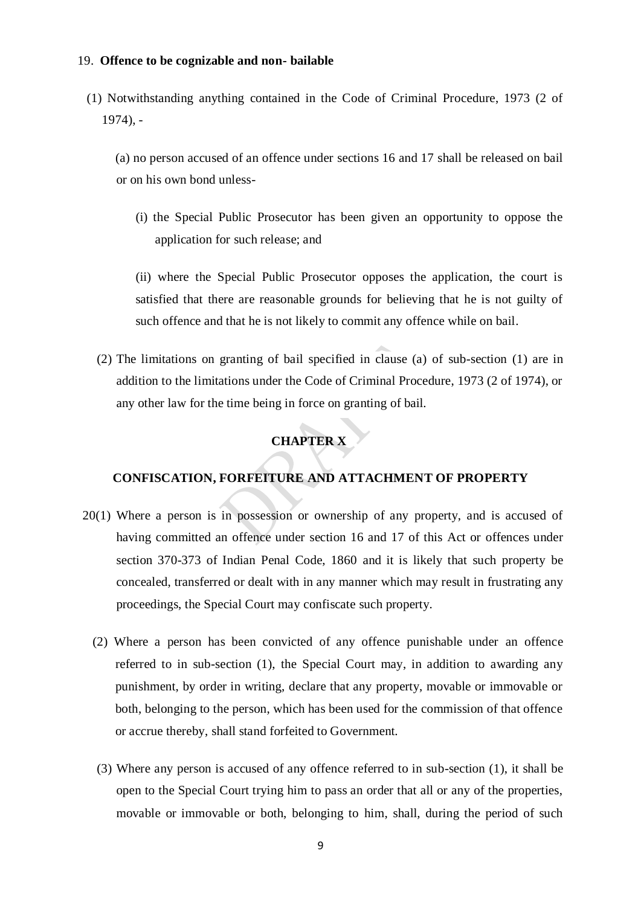19. **Offence to be cognizable and non- bailable**

(1) Notwithstanding anything contained in the Code of Criminal Procedure, 1973 (2 of 1974), -

(a) no person accused of an offence under sections 16 and 17 shall be released on bail or on his own bond unless-

(i) the Special Public Prosecutor has been given an opportunity to oppose the application for such release; and

(ii) where the Special Public Prosecutor opposes the application, the court is satisfied that there are reasonable grounds for believing that he is not guilty of such offence and that he is not likely to commit any offence while on bail.

(2) The limitations on granting of bail specified in clause (a) of sub-section (1) are in addition to the limitations under the Code of Criminal Procedure, 1973 (2 of 1974), or any other law for the time being in force on granting of bail.

## CHAPTER X

## CONFISCATION, FORFEITURE AND ATTACHMENT OF PROPERTY

20(1) Where a person is in possession or ownership of any property, and is accused of having committed an offence under section 16 and 17 of this Act or offences under section 370-373 of Indian Penal Code, 1860 and it is likely that such property be concealed, transferred or dealt with in any manner which may result in frustrating any proceedings, the Special Court may confiscate such property.

(2) Where a person has been convicted of any offence punishable under an offence referred to in sub-section (1), the Special Court may, in addition to awarding any punishment, by order in writing, declare that any property, movable or immovable or both, belonging to the person, which has been used for the commission of that offence or accrue thereby, shall stand forfeited to Government.

(3) Where any person is accused of any offence referred to in sub-section (1), it shall be open to the Special Court trying him to pass an order that all or any of the properties, movable or immovable or both, belonging to him, shall, during the period of such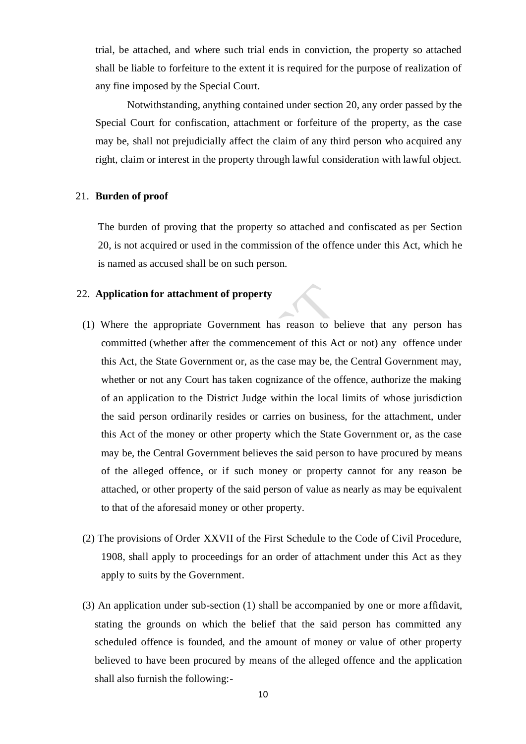trial, be attached, and where such trial ends in conviction, the property so attached shall be liable to forfeiture to the extent it is required for the purpose of realization of any fine imposed by the Special Court.

Notwithstanding, anything contained under section 20, any order passed by the Special Court for confiscation, attachment or forfeiture of the property, as the case may be, shall not prejudicially affect the claim of any third person who acquired any right, claim or interest in the property through lawful consideration with lawful object.

21. **Burden of proof**

The burden of proving that the property so attached and confiscated as per Section 20, is not acquired or used in the commission of the offence under this Act, which he is named as accused shall be on such person.

22. **Application for attachment of property**

(1) Where the appropriate Government has reason to believe that any person has committed (whether after the commencement of this Act or not) any offence under this Act, the State Government or, as the case may be, the Central Government may, whether or not any Court has taken cognizance of the offence, authorize the making of an application to the District Judge within the local limits of whose jurisdiction the said person ordinarily resides or carries on business, for the attachment, under this Act of the money or other property which the State Government or, as the case may be, the Central Government believes the said person to have procured by means of the alleged offence, or if such money or property cannot for any reason be attached, or other property of the said person of value as nearly as may be equivalent to that of the aforesaid money or other property.

(2) The provisions of Order XXVII of the First Schedule to the Code of Civil Procedure, 1908, shall apply to proceedings for an order of attachment under this Act as they apply to suits by the Government.

(3) An application under sub-section (1) shall be accompanied by one or more affidavit, stating the grounds on which the belief that the said person has committed any scheduled offence is founded, and the amount of money or value of other property believed to have been procured by means of the alleged offence and the application shall also furnish the following:-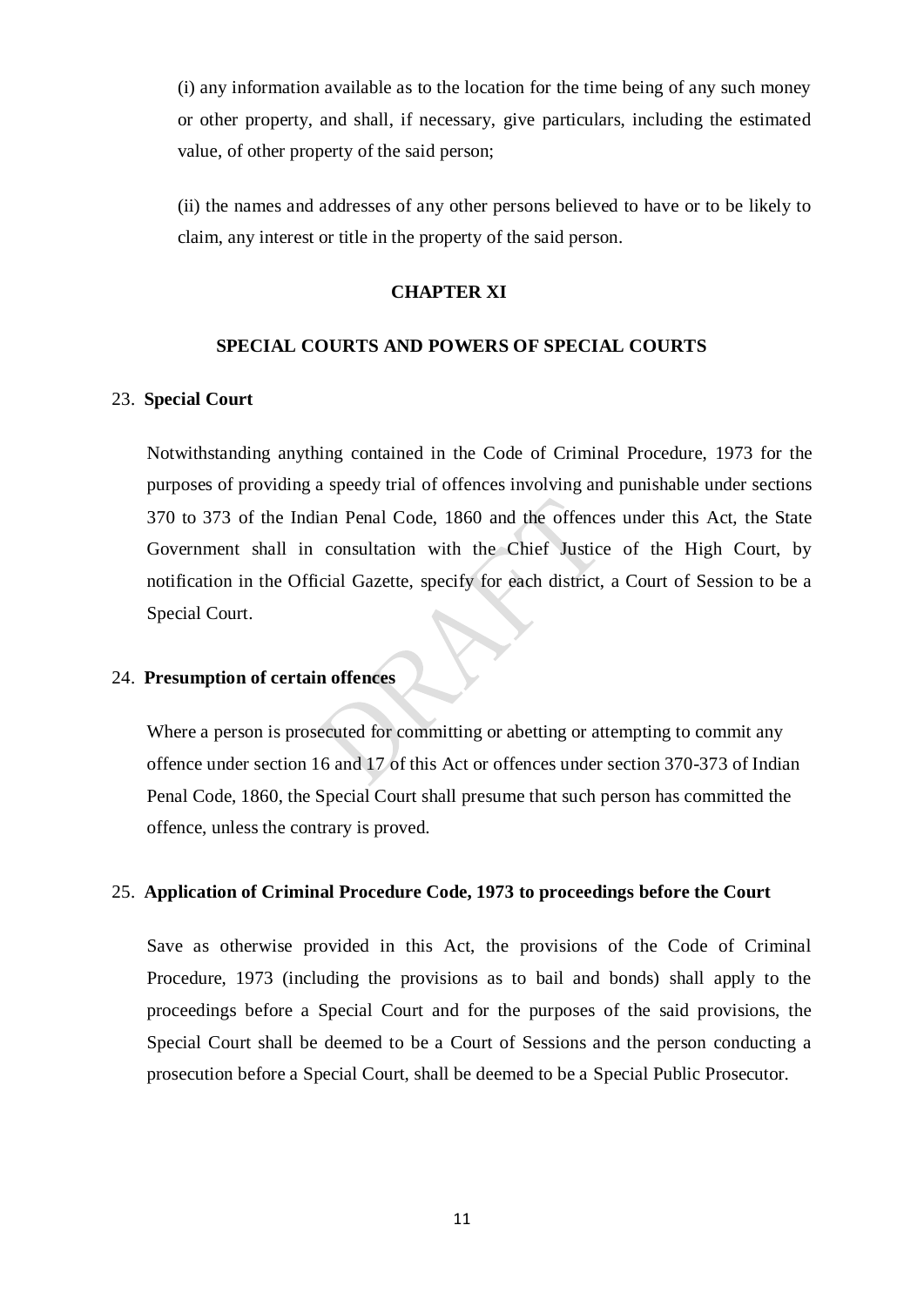(i) any information available as to the location for the time being of any such money or other property, and shall, if necessary, give particulars, including the estimated value, of other property of the said person;

(ii) the names and addresses of any other persons believed to have or to be likely to claim, any interest or title in the property of the said person.

## CHAPTER XI

## SPECIAL COURTS AND POWERS OF SPECIAL COURTS

### 23. Special Court

Notwithstanding anything contained in the Code of Criminal Procedure, 1973 for the purposes of providing a speedy trial of offences involving and punishable under sections 370 to 373 of the Indian Penal Code, 1860 and the offences under this Act, the State Government shall in consultation with the Chief Justice of the High Court, by notification in the Official Gazette, specify for each district, a Court of Session to be a Special Court.

### 24. Presumption of certain offences

Where a person is prosecuted for committing or abetting or attempting to commit any offence under section 16 and 17 of this Act or offences under section 370-373 of Indian Penal Code, 1860, the Special Court shall presume that such person has committed the offence, unless the contrary is proved.

### 25. Application of Criminal Procedure Code, 1973 to proceedings before the Court

Save as otherwise provided in this Act, the provisions of the Code of Criminal Procedure, 1973 (including the provisions as to bail and bonds) shall apply to the proceedings before a Special Court and for the purposes of the said provisions, the Special Court shall be deemed to be a Court of Sessions and the person conducting a prosecution before a Special Court, shall be deemed to be a Special Public Prosecutor.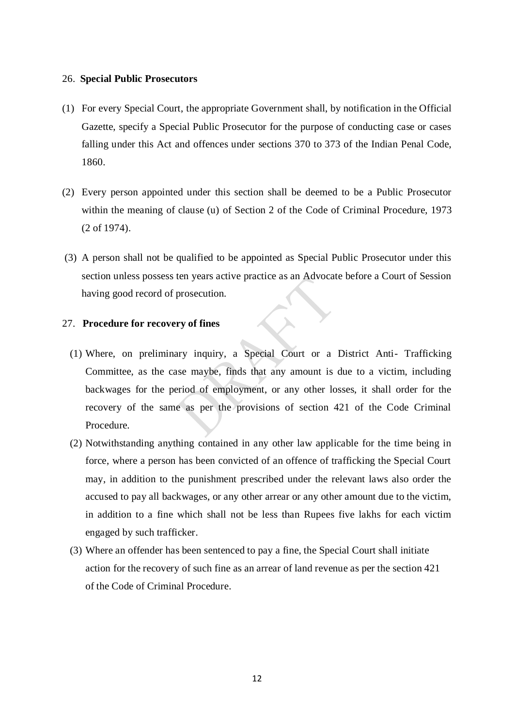## 26. **Special Public Prosecutors**

(1) For every Special Court, the appropriate Government shall, by notification in the Official Gazette, specify a Special Public Prosecutor for the purpose of conducting case or cases falling under this Act and offences under sections 370 to 373 of the Indian Penal Code, 1860.

(2) Every person appointed under this section shall be deemed to be a Public Prosecutor within the meaning of clause (u) of Section 2 of the Code of Criminal Procedure, 1973 (2 of 1974).

(3) A person shall not be qualified to be appointed as Special Public Prosecutor under this section unless possess ten years active practice as an Advocate before a Court of Session having good record of prosecution.

## 27. **Procedure for recovery of fines**

(1) Where, on preliminary inquiry, a Special Court or a District Anti- Trafficking Committee, as the case maybe, finds that any amount is due to a victim, including backwages for the period of employment, or any other losses, it shall order for the recovery of the same as per the provisions of section 421 of the Code Criminal Procedure.

(2) Notwithstanding anything contained in any other law applicable for the time being in force, where a person has been convicted of an offence of trafficking the Special Court may, in addition to the punishment prescribed under the relevant laws also order the accused to pay all backwages, or any other arrear or any other amount due to the victim, in addition to a fine which shall not be less than Rupees five lakhs for each victim engaged by such trafficker.

(3) Where an offender has been sentenced to pay a fine, the Special Court shall initiate action for the recovery of such fine as an arrear of land revenue as per the section 421 of the Code of Criminal Procedure.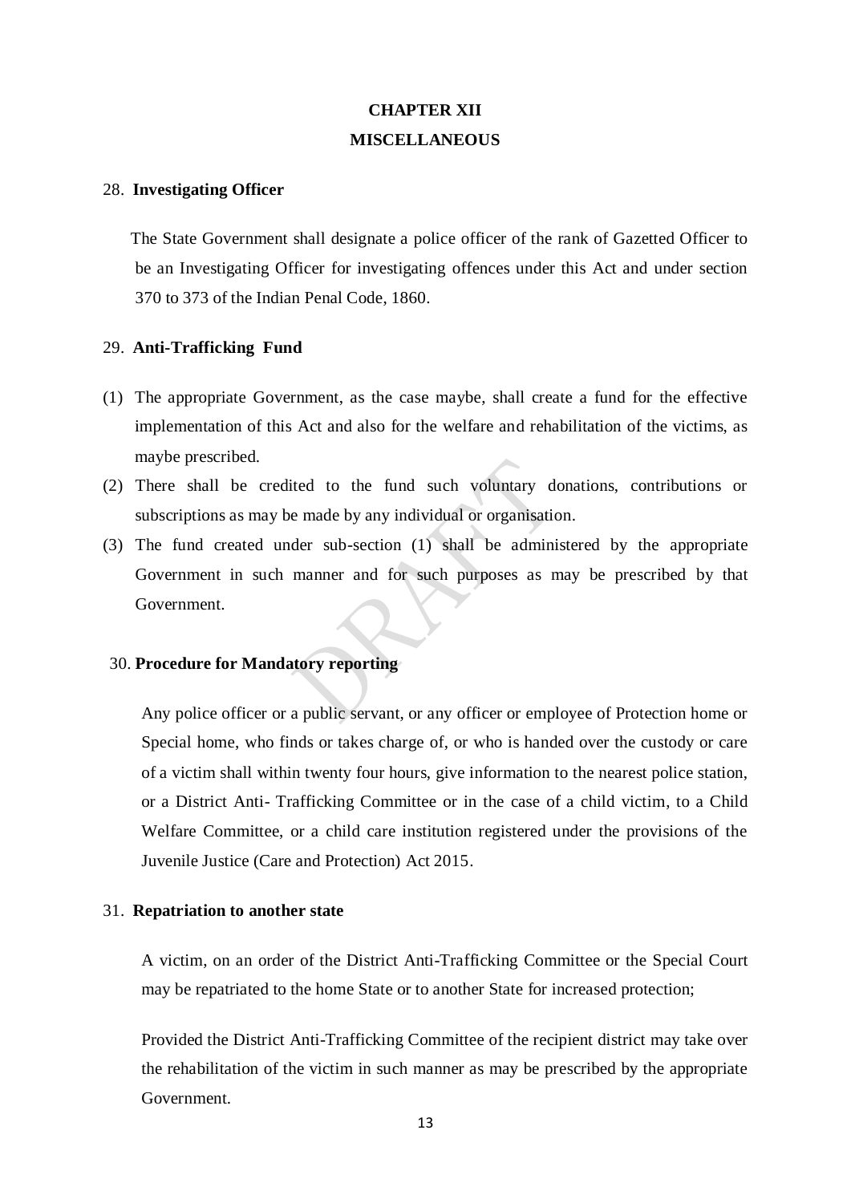# CHAPTER XII

# MISCELLANEOUS

### 28. **Investigating Officer**

The State Government shall designate a police officer of the rank of Gazetted Officer to be an Investigating Officer for investigating offences under this Act and under section 370 to 373 of the Indian Penal Code, 1860.

### 29. **Anti-Trafficking Fund**

(1) The appropriate Government, as the case maybe, shall create a fund for the effective implementation of this Act and also for the welfare and rehabilitation of the victims, as maybe prescribed.

(2) There shall be credited to the fund such voluntary donations, contributions or subscriptions as may be made by any individual or organisation.

(3) The fund created under sub-section (1) shall be administered by the appropriate Government in such manner and for such purposes as may be prescribed by that Government.

### 30. **Procedure for Mandatory reporting**

Any police officer or a public servant, or any officer or employee of Protection home or Special home, who finds or takes charge of, or who is handed over the custody or care of a victim shall within twenty four hours, give information to the nearest police station, or a District Anti- Trafficking Committee or in the case of a child victim, to a Child Welfare Committee, or a child care institution registered under the provisions of the Juvenile Justice (Care and Protection) Act 2015.

### 31. **Repatriation to another state**

A victim, on an order of the District Anti-Trafficking Committee or the Special Court may be repatriated to the home State or to another State for increased protection;

Provided the District Anti-Trafficking Committee of the recipient district may take over the rehabilitation of the victim in such manner as may be prescribed by the appropriate Government.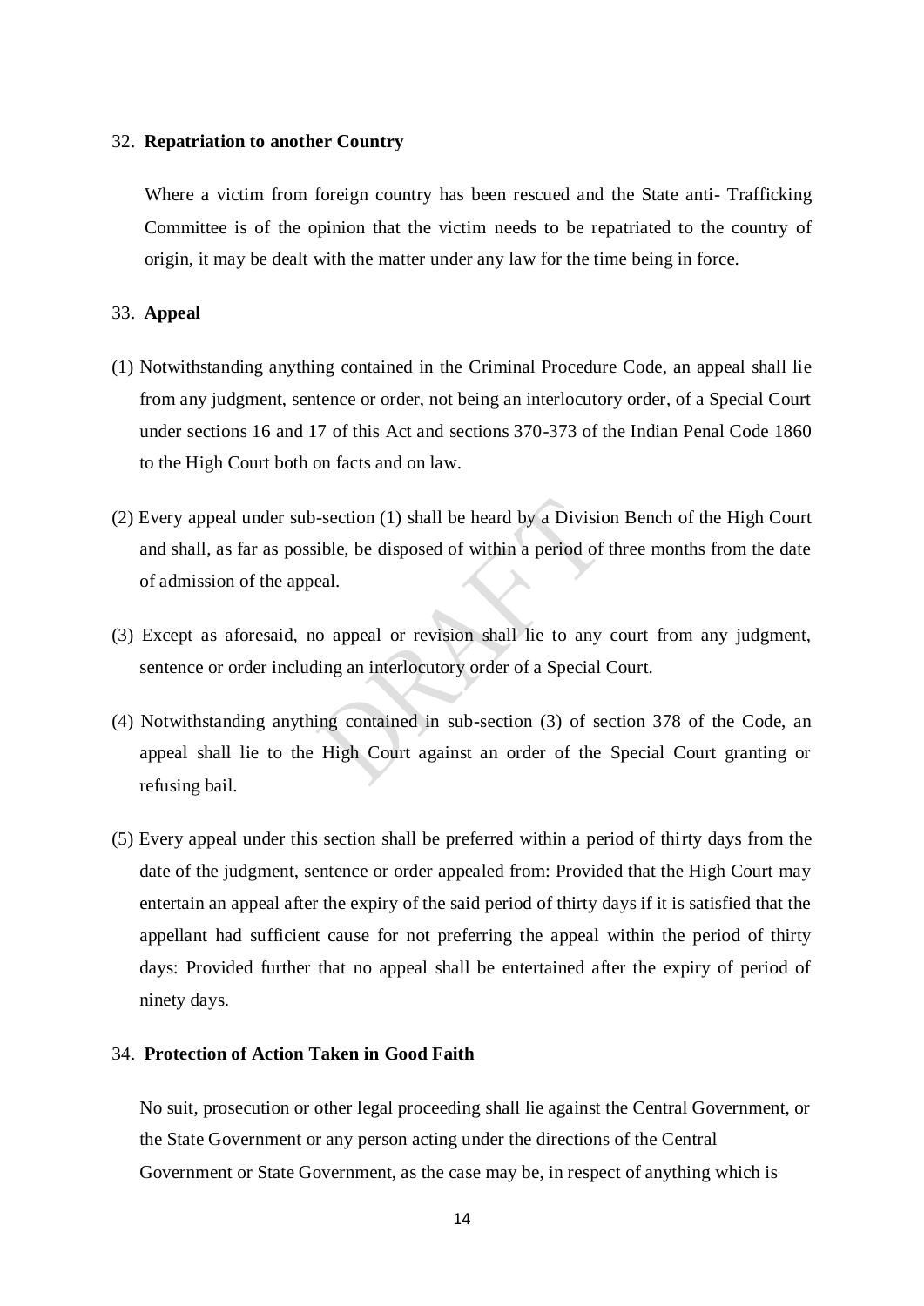### 32. **Repatriation to another Country**

Where a victim from foreign country has been rescued and the State anti- Trafficking Committee is of the opinion that the victim needs to be repatriated to the country of origin, it may be dealt with the matter under any law for the time being in force.

### 33. **Appeal**

(1) Notwithstanding anything contained in the Criminal Procedure Code, an appeal shall lie from any judgment, sentence or order, not being an interlocutory order, of a Special Court under sections 16 and 17 of this Act and sections 370-373 of the Indian Penal Code 1860 to the High Court both on facts and on law.

(2) Every appeal under sub-section (1) shall be heard by a Division Bench of the High Court and shall, as far as possible, be disposed of within a period of three months from the date of admission of the appeal.

(3) Except as aforesaid, no appeal or revision shall lie to any court from any judgment, sentence or order including an interlocutory order of a Special Court.

(4) Notwithstanding anything contained in sub-section (3) of section 378 of the Code, an appeal shall lie to the High Court against an order of the Special Court granting or refusing bail.

(5) Every appeal under this section shall be preferred within a period of thirty days from the date of the judgment, sentence or order appealed from: Provided that the High Court may entertain an appeal after the expiry of the said period of thirty days if it is satisfied that the appellant had sufficient cause for not preferring the appeal within the period of thirty days: Provided further that no appeal shall be entertained after the expiry of period of ninety days.

### 34. **Protection of Action Taken in Good Faith**

No suit, prosecution or other legal proceeding shall lie against the Central Government, or the State Government or any person acting under the directions of the Central Government or State Government, as the case may be, in respect of anything which is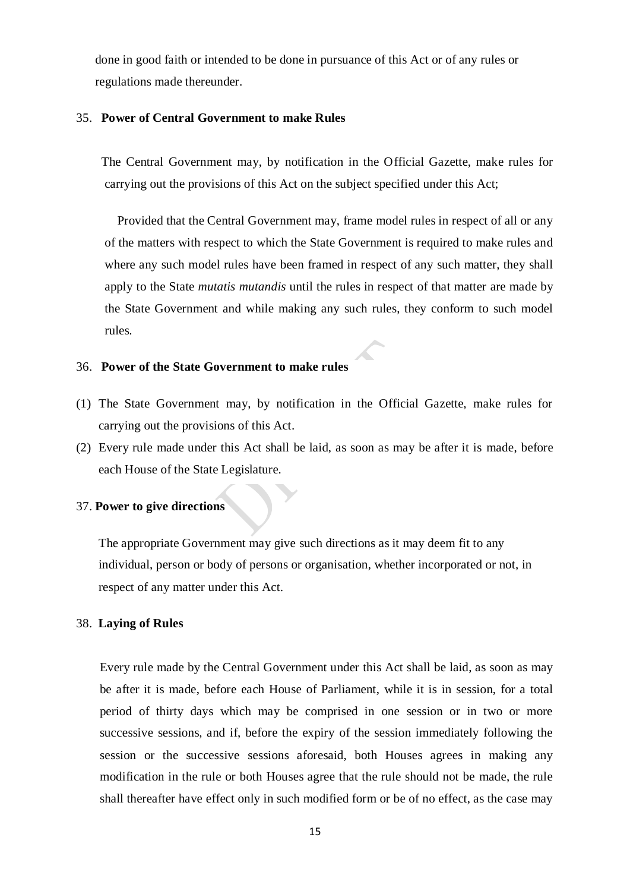done in good faith or intended to be done in pursuance of this Act or of any rules or regulations made thereunder.

### 35. Power of Central Government to make Rules

The Central Government may, by notification in the Official Gazette, make rules for carrying out the provisions of this Act on the subject specified under this Act;

Provided that the Central Government may, frame model rules in respect of all or any of the matters with respect to which the State Government is required to make rules and where any such model rules have been framed in respect of any such matter, they shall apply to the State *mutatis mutandis* until the rules in respect of that matter are made by the State Government and while making any such rules, they conform to such model rules.

### 36. Power of the State Government to make rules

(1) The State Government may, by notification in the Official Gazette, make rules for carrying out the provisions of this Act.

(2) Every rule made under this Act shall be laid, as soon as may be after it is made, before each House of the State Legislature.

### 37. Power to give directions

The appropriate Government may give such directions as it may deem fit to any individual, person or body of persons or organisation, whether incorporated or not, in respect of any matter under this Act.

### 38. Laying of Rules

Every rule made by the Central Government under this Act shall be laid, as soon as may be after it is made, before each House of Parliament, while it is in session, for a total period of thirty days which may be comprised in one session or in two or more successive sessions, and if, before the expiry of the session immediately following the session or the successive sessions aforesaid, both Houses agrees in making any modification in the rule or both Houses agree that the rule should not be made, the rule shall thereafter have effect only in such modified form or be of no effect, as the case may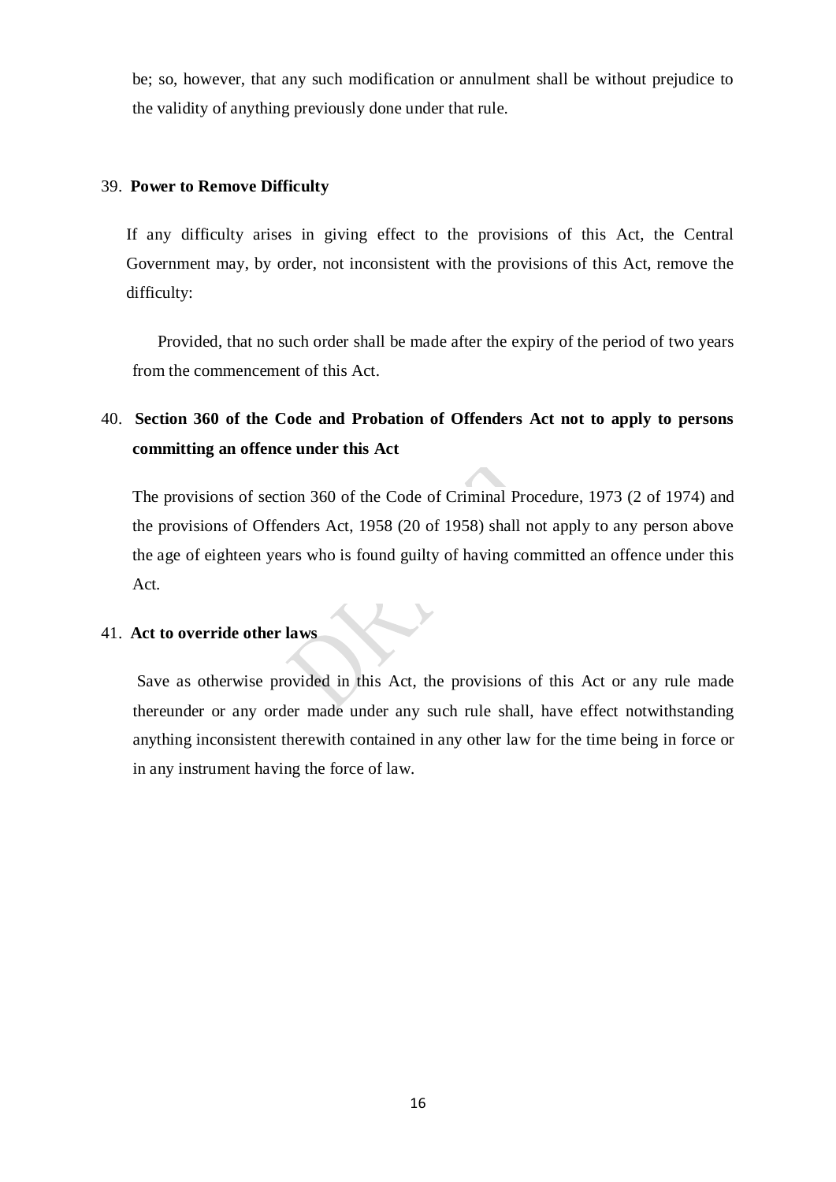be; so, however, that any such modification or annulment shall be without prejudice to the validity of anything previously done under that rule.

39. **Power to Remove Difficulty**

If any difficulty arises in giving effect to the provisions of this Act, the Central Government may, by order, not inconsistent with the provisions of this Act, remove the difficulty:

Provided, that no such order shall be made after the expiry of the period of two years from the commencement of this Act.

40. **Section 360 of the Code and Probation of Offenders Act not to apply to persons committing an offence under this Act**

The provisions of section 360 of the Code of Criminal Procedure, 1973 (2 of 1974) and the provisions of Offenders Act, 1958 (20 of 1958) shall not apply to any person above the age of eighteen years who is found guilty of having committed an offence under this Act.

41. **Act to override other laws**

Save as otherwise provided in this Act, the provisions of this Act or any rule made thereunder or any order made under any such rule shall, have effect notwithstanding anything inconsistent therewith contained in any other law for the time being in force or in any instrument having the force of law.